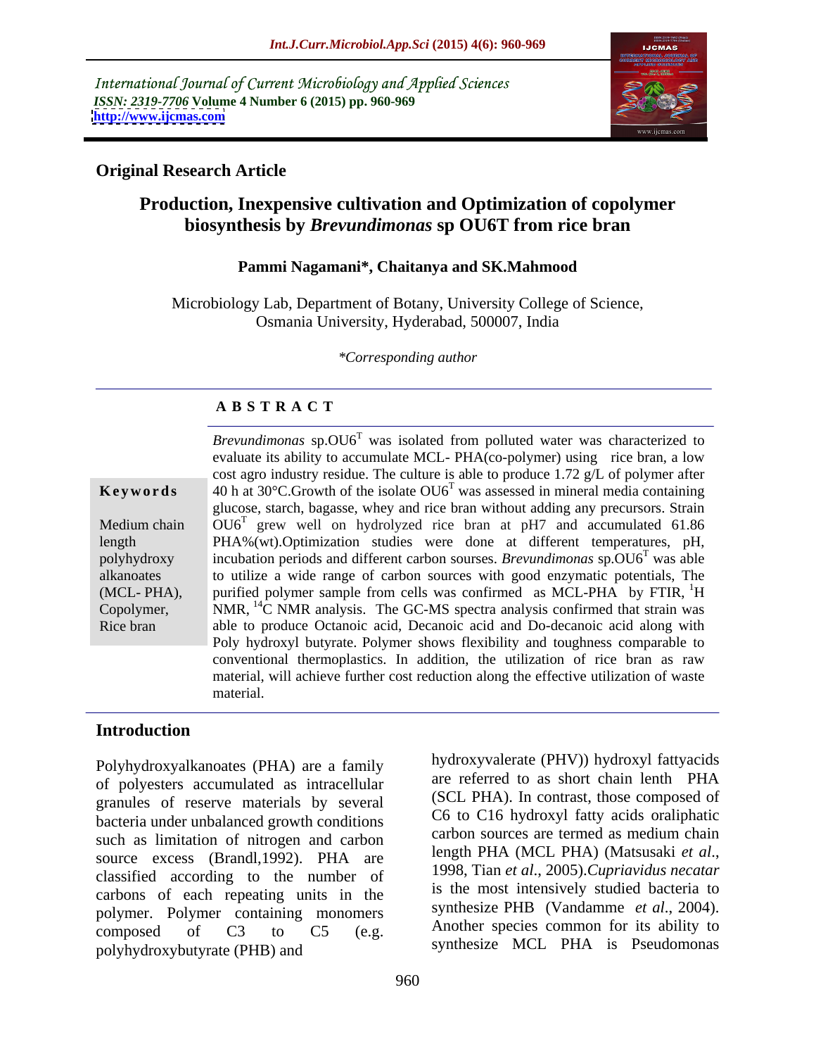International Journal of Current Microbiology and Applied Sciences
*ISSN: 2319-7706* **Volume 4 Number 6 (2015) pp. 960-969**
**http://www.ijcmas.com**

**Original Research Article**

# Production, Inexpensive cultivation and Optimization of copolymer biosynthesis by *Brevundimonas* sp OU6T from rice bran

**Pammi Nagamani\*, Chaitanya and SK.Mahmood**

Microbiology Lab, Department of Botany, University College of Science, Osmania University, Hyderabad, 500007, India

*\*Corresponding author*

## A B S T R A C T

**Keywords**

Medium chain length polyhydroxy alkanoates (MCL- PHA), Copolymer, Rice bran

*Brevundimonas* sp.OU6$^T$ was isolated from polluted water was characterized to evaluate its ability to accumulate MCL- PHA(co-polymer) using rice bran, a low cost agro industry residue. The culture is able to produce 1.72 g/L of polymer after 40 h at 30°C.Growth of the isolate OU6$^T$ was assessed in mineral media containing glucose, starch, bagasse, whey and rice bran without adding any precursors. Strain OU6$^T$ grew well on hydrolyzed rice bran at pH7 and accumulated 61.86 PHA%(wt).Optimization studies were done at different temperatures, pH, incubation periods and different carbon sourses. *Brevundimonas* sp.OU6$^T$ was able to utilize a wide range of carbon sources with good enzymatic potentials, The purified polymer sample from cells was confirmed as MCL-PHA by FTIR, $^1$H NMR, $^{14}$C NMR analysis. The GC-MS spectra analysis confirmed that strain was able to produce Octanoic acid, Decanoic acid and Do-decanoic acid along with Poly hydroxyl butyrate. Polymer shows flexibility and toughness comparable to conventional thermoplastics. In addition, the utilization of rice bran as raw material, will achieve further cost reduction along the effective utilization of waste material.

## Introduction

Polyhydroxyalkanoates (PHA) are a family of polyesters accumulated as intracellular granules of reserve materials by several bacteria under unbalanced growth conditions such as limitation of nitrogen and carbon source excess (Brandl,1992). PHA are classified according to the number of carbons of each repeating units in the polymer. Polymer containing monomers composed of C3 to C5 (e.g. polyhydroxybutyrate (PHB) and hydroxyvalerate (PHV)) hydroxyl fattyacids are referred to as short chain lenth PHA (SCL PHA). In contrast, those composed of C6 to C16 hydroxyl fatty acids oraliphatic carbon sources are termed as medium chain length PHA (MCL PHA) (Matsusaki *et al*., 1998, Tian *et al*., 2005).*Cupriavidus necatar* is the most intensively studied bacteria to synthesize PHB (Vandamme *et al*., 2004). Another species common for its ability to synthesize MCL PHA is Pseudomonas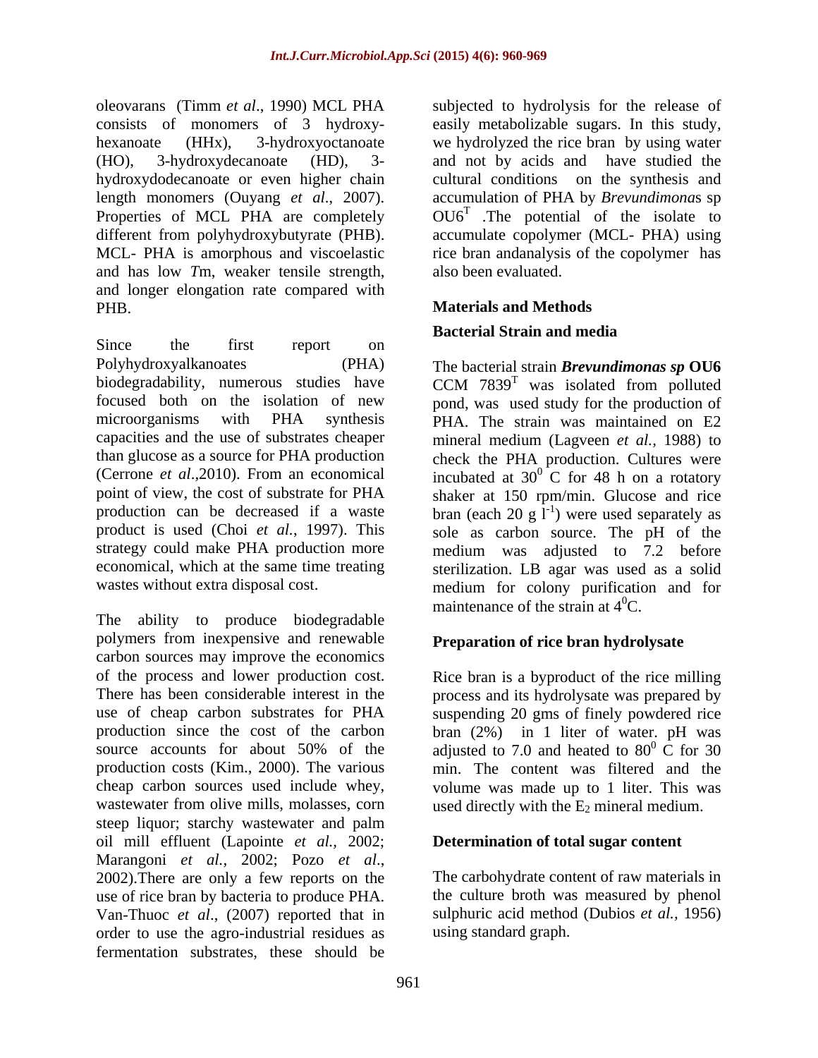oleovarans (Timm *et al*., 1990) MCL PHA consists of monomers of 3 hydroxy-hexanoate (HHx), 3-hydroxyoctanoate (HO), 3-hydroxydecanoate (HD), 3-hydroxydodecanoate or even higher chain length monomers (Ouyang *et al*., 2007). Properties of MCL PHA are completely different from polyhydroxybutyrate (PHB). MCL- PHA is amorphous and viscoelastic and has low *T*m, weaker tensile strength, and longer elongation rate compared with PHB.

Since the first report on Polyhydroxyalkanoates (PHA) biodegradability, numerous studies have focused both on the isolation of new microorganisms with PHA synthesis capacities and the use of substrates cheaper than glucose as a source for PHA production (Cerrone *et al*.,2010). From an economical point of view, the cost of substrate for PHA production can be decreased if a waste product is used (Choi *et al.*, 1997). This strategy could make PHA production more economical, which at the same time treating wastes without extra disposal cost.

The ability to produce biodegradable polymers from inexpensive and renewable carbon sources may improve the economics of the process and lower production cost. There has been considerable interest in the use of cheap carbon substrates for PHA production since the cost of the carbon source accounts for about 50% of the production costs (Kim., 2000). The various cheap carbon sources used include whey, wastewater from olive mills, molasses, corn steep liquor; starchy wastewater and palm oil mill effluent (Lapointe *et al.,* 2002; Marangoni *et al.,* 2002; Pozo *et al*., 2002).There are only a few reports on the use of rice bran by bacteria to produce PHA. Van-Thuoc *et al*., (2007) reported that in order to use the agro-industrial residues as fermentation substrates, these should be subjected to hydrolysis for the release of easily metabolizable sugars. In this study, we hydrolyzed the rice bran by using water and not by acids and have studied the cultural conditions on the synthesis and accumulation of PHA by *Brevundimona*s sp OU6$^T$ .The potential of the isolate to accumulate copolymer (MCL- PHA) using rice bran andanalysis of the copolymer has also been evaluated.

## Materials and Methods

### Bacterial Strain and media

The bacterial strain ***Brevundimonas sp* OU6** CCM 7839$^T$ was isolated from polluted pond, was used study for the production of PHA. The strain was maintained on E2 mineral medium (Lagveen *et al.,* 1988) to check the PHA production. Cultures were incubated at $30^0$ C for 48 h on a rotatory shaker at 150 rpm/min. Glucose and rice bran (each 20 g $l^{-1}$) were used separately as sole as carbon source. The pH of the medium was adjusted to 7.2 before sterilization. LB agar was used as a solid medium for colony purification and for maintenance of the strain at $4^0$C.

### Preparation of rice bran hydrolysate

Rice bran is a byproduct of the rice milling process and its hydrolysate was prepared by suspending 20 gms of finely powdered rice bran (2%) in 1 liter of water. pH was adjusted to 7.0 and heated to $80^0$ C for 30 min. The content was filtered and the volume was made up to 1 liter. This was used directly with the $E_2$ mineral medium.

### Determination of total sugar content

The carbohydrate content of raw materials in the culture broth was measured by phenol sulphuric acid method (Dubios *et al.,* 1956) using standard graph.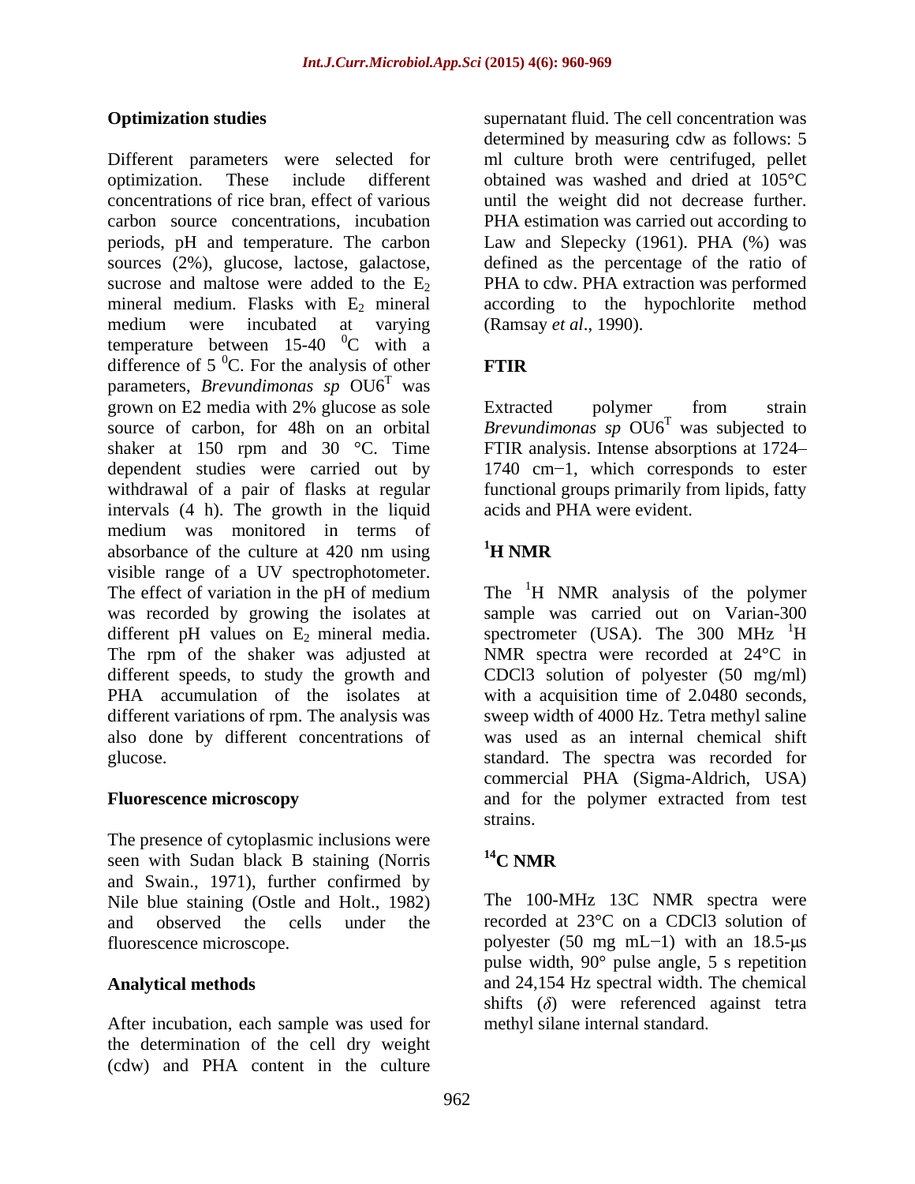### Optimization studies

Different parameters were selected for optimization. These include different concentrations of rice bran, effect of various carbon source concentrations, incubation periods, pH and temperature. The carbon sources (2%), glucose, lactose, galactose, sucrose and maltose were added to the $E_2$ mineral medium. Flasks with $E_2$ mineral medium were incubated at varying temperature between 15-40 $^0$C with a difference of 5 $^0$C. For the analysis of other parameters, *Brevundimonas sp* OU6$^T$ was grown on E2 media with 2% glucose as sole source of carbon, for 48h on an orbital shaker at 150 rpm and 30 °C. Time dependent studies were carried out by withdrawal of a pair of flasks at regular intervals (4 h). The growth in the liquid medium was monitored in terms of absorbance of the culture at 420 nm using visible range of a UV spectrophotometer. The effect of variation in the pH of medium was recorded by growing the isolates at different pH values on $E_2$ mineral media. The rpm of the shaker was adjusted at different speeds, to study the growth and PHA accumulation of the isolates at different variations of rpm. The analysis was also done by different concentrations of glucose.

### Fluorescence microscopy

The presence of cytoplasmic inclusions were seen with Sudan black B staining (Norris and Swain., 1971), further confirmed by Nile blue staining (Ostle and Holt., 1982) and observed the cells under the fluorescence microscope.

### Analytical methods

After incubation, each sample was used for the determination of the cell dry weight (cdw) and PHA content in the culture supernatant fluid. The cell concentration was determined by measuring cdw as follows: 5 ml culture broth were centrifuged, pellet obtained was washed and dried at 105°C until the weight did not decrease further. PHA estimation was carried out according to Law and Slepecky (1961). PHA (%) was defined as the percentage of the ratio of PHA to cdw. PHA extraction was performed according to the hypochlorite method (Ramsay *et al*., 1990).

### FTIR

Extracted polymer from strain *Brevundimonas sp* OU6$^T$ was subjected to FTIR analysis. Intense absorptions at 1724–1740 cm−1, which corresponds to ester functional groups primarily from lipids, fatty acids and PHA were evident.

### $^1$H NMR

The $^1$H NMR analysis of the polymer sample was carried out on Varian-300 spectrometer (USA). The 300 MHz $^1$H NMR spectra were recorded at 24°C in CDCl3 solution of polyester (50 mg/ml) with a acquisition time of 2.0480 seconds, sweep width of 4000 Hz. Tetra methyl saline was used as an internal chemical shift standard. The spectra was recorded for commercial PHA (Sigma-Aldrich, USA) and for the polymer extracted from test strains.

### $^{14}$C NMR

The 100-MHz 13C NMR spectra were recorded at 23°C on a CDCl3 solution of polyester (50 mg mL−1) with an 18.5-μs pulse width, 90° pulse angle, 5 s repetition and 24,154 Hz spectral width. The chemical shifts ($\delta$) were referenced against tetra methyl silane internal standard.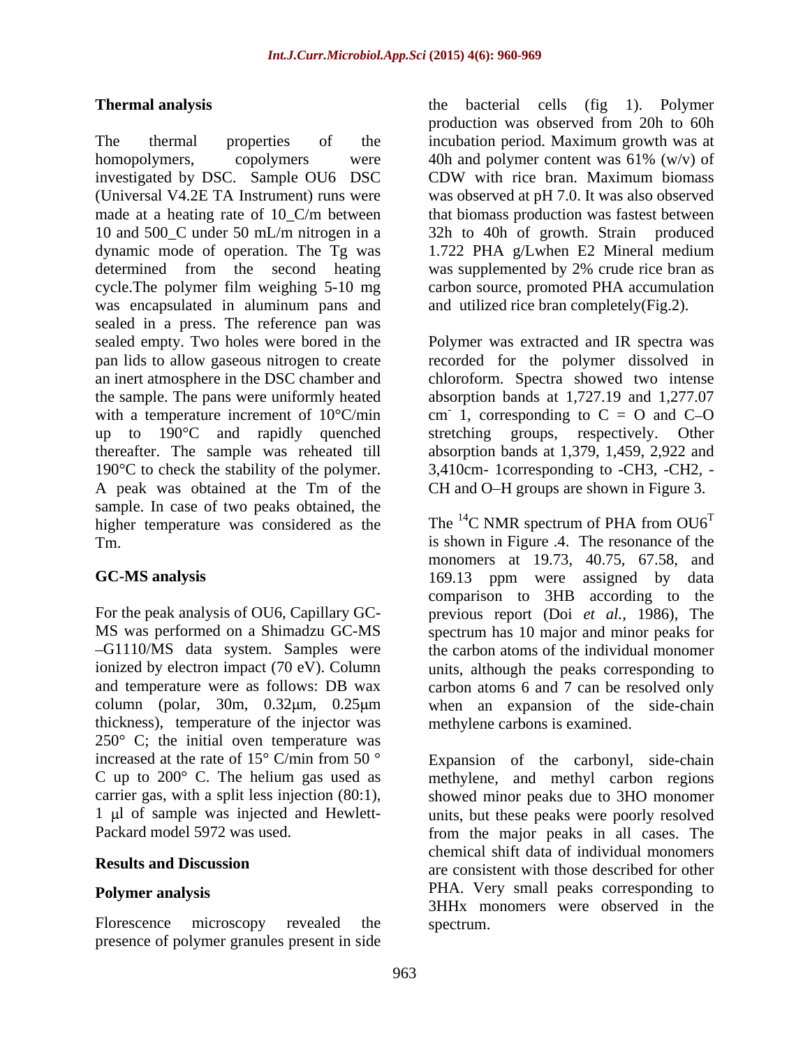### Thermal analysis

The thermal properties of the homopolymers, copolymers were investigated by DSC. Sample OU6 DSC (Universal V4.2E TA Instrument) runs were made at a heating rate of 10_C/m between 10 and 500_C under 50 mL/m nitrogen in a dynamic mode of operation. The Tg was determined from the second heating cycle.The polymer film weighing 5-10 mg was encapsulated in aluminum pans and sealed in a press. The reference pan was sealed empty. Two holes were bored in the pan lids to allow gaseous nitrogen to create an inert atmosphere in the DSC chamber and the sample. The pans were uniformly heated with a temperature increment of 10°C/min up to 190°C and rapidly quenched thereafter. The sample was reheated till 190°C to check the stability of the polymer. A peak was obtained at the Tm of the sample. In case of two peaks obtained, the higher temperature was considered as the Tm.

### GC-MS analysis

For the peak analysis of OU6, Capillary GC-MS was performed on a Shimadzu GC-MS –G1110/MS data system. Samples were ionized by electron impact (70 eV). Column and temperature were as follows: DB wax column (polar, 30m, 0.32μm, 0.25μm thickness), temperature of the injector was 250° C; the initial oven temperature was increased at the rate of 15° C/min from 50 ° C up to 200° C. The helium gas used as carrier gas, with a split less injection (80:1), 1 μl of sample was injected and Hewlett-Packard model 5972 was used.

## Results and Discussion

### Polymer analysis

Florescence microscopy revealed the presence of polymer granules present in side the bacterial cells (fig 1). Polymer production was observed from 20h to 60h incubation period. Maximum growth was at 40h and polymer content was 61% (w/v) of CDW with rice bran. Maximum biomass was observed at pH 7.0. It was also observed that biomass production was fastest between 32h to 40h of growth. Strain produced 1.722 PHA g/Lwhen E2 Mineral medium was supplemented by 2% crude rice bran as carbon source, promoted PHA accumulation and utilized rice bran completely(Fig.2).

Polymer was extracted and IR spectra was recorded for the polymer dissolved in chloroform. Spectra showed two intense absorption bands at 1,727.19 and 1,277.07 $cm^{-}$ 1, corresponding to C = O and C–O stretching groups, respectively. Other absorption bands at 1,379, 1,459, 2,922 and 3,410cm- 1corresponding to -CH3, -CH2, -CH and O–H groups are shown in Figure 3.

The $^{14}C$ NMR spectrum of PHA from $OU6^{T}$ is shown in Figure .4. The resonance of the monomers at 19.73, 40.75, 67.58, and 169.13 ppm were assigned by data comparison to 3HB according to the previous report (Doi *et al.,* 1986), The spectrum has 10 major and minor peaks for the carbon atoms of the individual monomer units, although the peaks corresponding to carbon atoms 6 and 7 can be resolved only when an expansion of the side-chain methylene carbons is examined.

Expansion of the carbonyl, side-chain methylene, and methyl carbon regions showed minor peaks due to 3HO monomer units, but these peaks were poorly resolved from the major peaks in all cases. The chemical shift data of individual monomers are consistent with those described for other PHA. Very small peaks corresponding to 3HHx monomers were observed in the spectrum.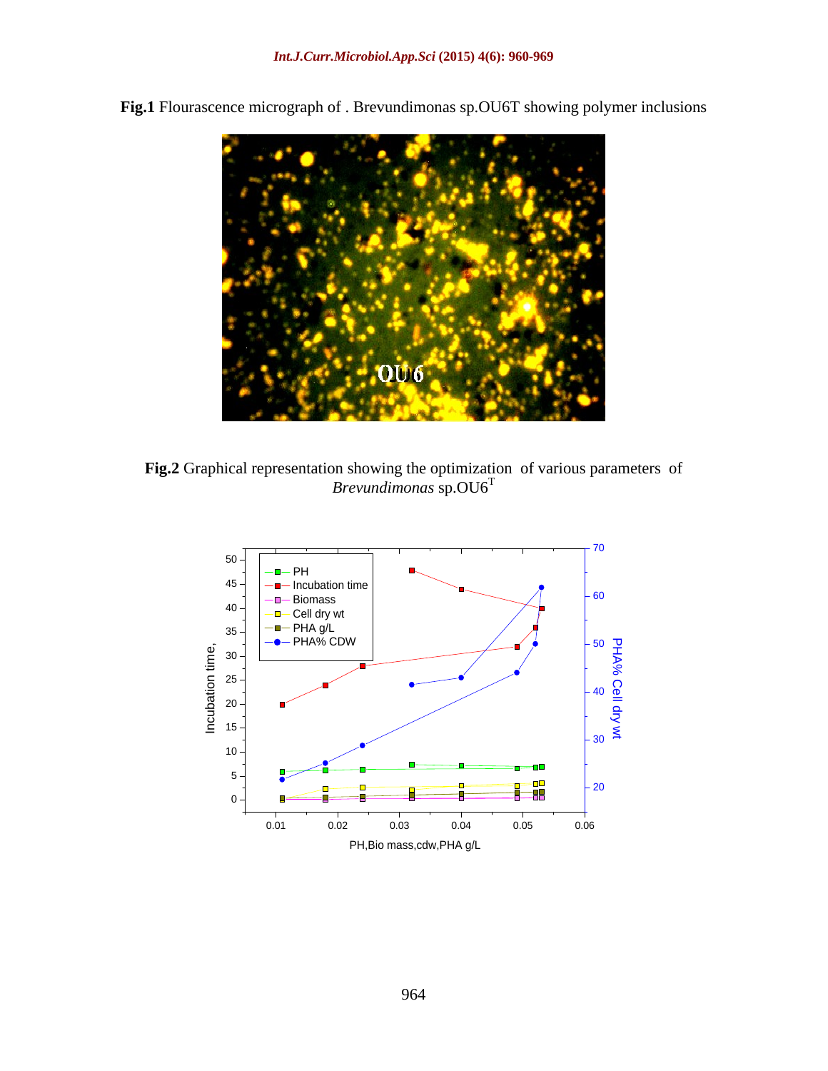**Fig.1** Flourascence micrograph of . Brevundimonas sp.OU6T showing polymer inclusions

**Fig.2** Graphical representation showing the optimization of various parameters of *Brevundimonas* sp.OU6[T]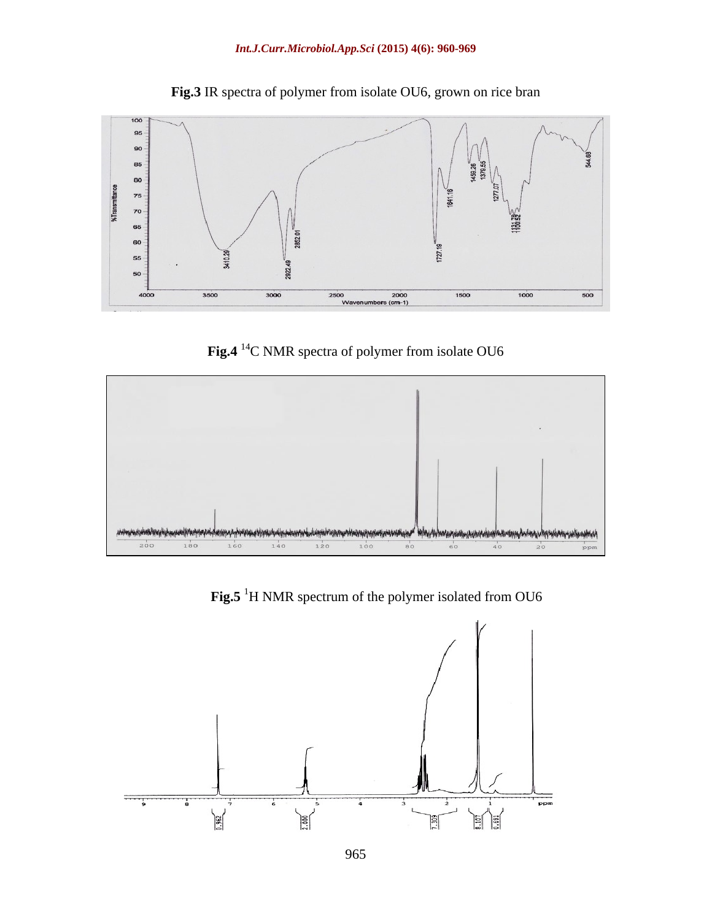**Fig.3** IR spectra of polymer from isolate OU6, grown on rice bran

**Fig.4** $^{14}$C NMR spectra of polymer from isolate OU6

**Fig.5** $^{1}$H NMR spectrum of the polymer isolated from OU6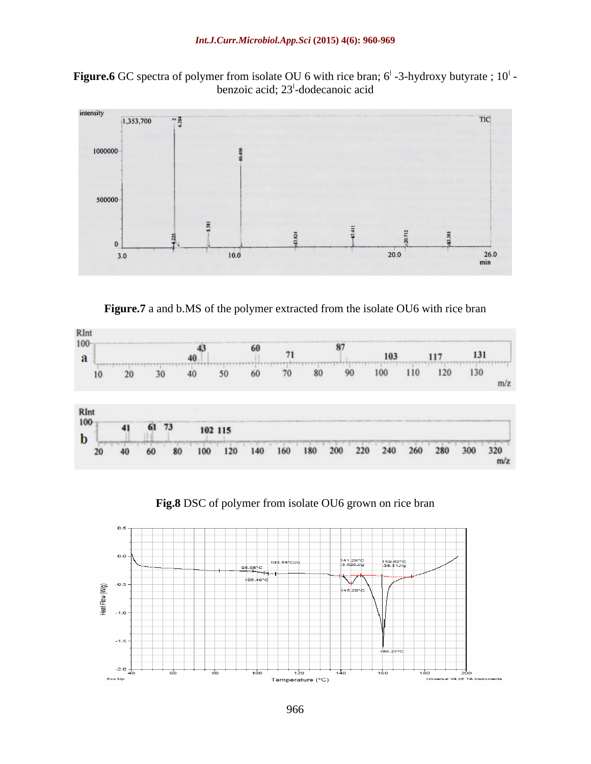**Figure.6** GC spectra of polymer from isolate OU 6 with rice bran; 6' -3-hydroxy butyrate ; 10' -benzoic acid; 23'-dodecanoic acid

**Figure.7** a and b.MS of the polymer extracted from the isolate OU6 with rice bran

**Fig.8** DSC of polymer from isolate OU6 grown on rice bran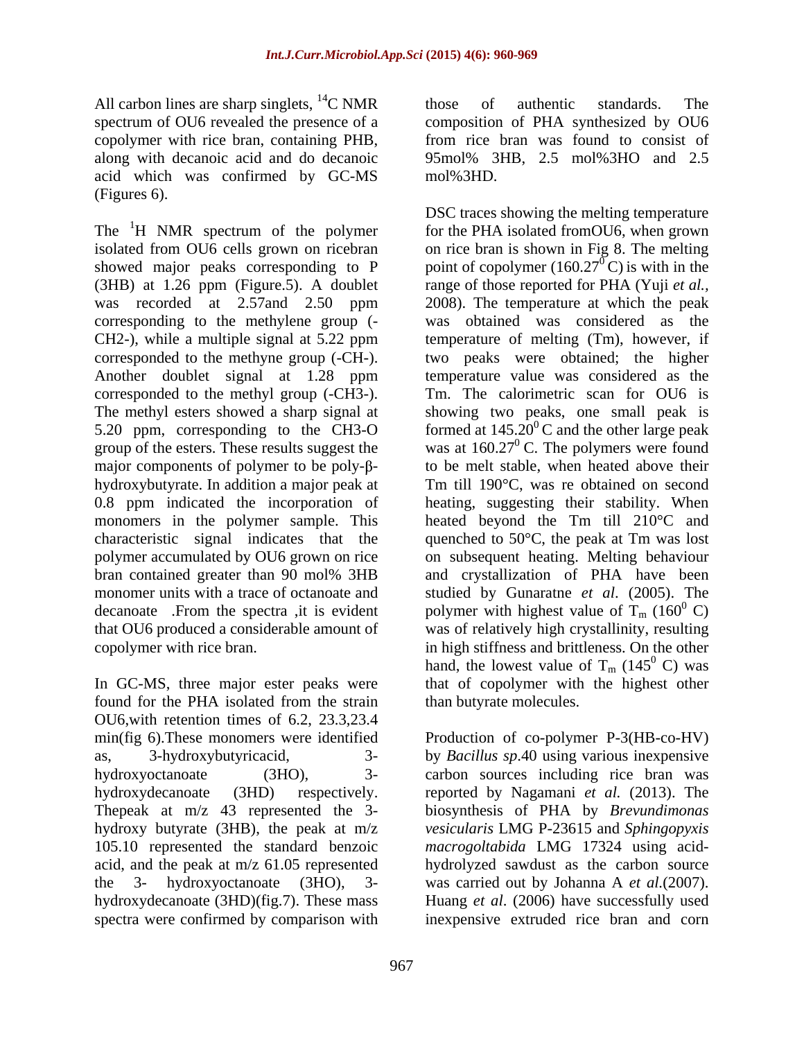All carbon lines are sharp singlets, $^{14}$C NMR spectrum of OU6 revealed the presence of a copolymer with rice bran, containing PHB, along with decanoic acid and do decanoic acid which was confirmed by GC-MS (Figures 6).

The $^{1}$H NMR spectrum of the polymer isolated from OU6 cells grown on ricebran showed major peaks corresponding to P (3HB) at 1.26 ppm (Figure.5). A doublet was recorded at 2.57and 2.50 ppm corresponding to the methylene group (-CH2-), while a multiple signal at 5.22 ppm corresponded to the methyne group (-CH-). Another doublet signal at 1.28 ppm corresponded to the methyl group (-CH3-). The methyl esters showed a sharp signal at 5.20 ppm, corresponding to the CH3-O group of the esters. These results suggest the major components of polymer to be poly-β-hydroxybutyrate. In addition a major peak at 0.8 ppm indicated the incorporation of monomers in the polymer sample. This characteristic signal indicates that the polymer accumulated by OU6 grown on rice bran contained greater than 90 mol% 3HB monomer units with a trace of octanoate and decanoate .From the spectra ,it is evident that OU6 produced a considerable amount of copolymer with rice bran.

In GC-MS, three major ester peaks were found for the PHA isolated from the strain OU6,with retention times of 6.2, 23.3,23.4 min(fig 6).These monomers were identified as, 3-hydroxybutyricacid, 3-hydroxyoctanoate (3HO), 3-hydroxydecanoate (3HD) respectively. Thepeak at m/z 43 represented the 3-hydroxy butyrate (3HB), the peak at m/z 105.10 represented the standard benzoic acid, and the peak at m/z 61.05 represented the 3- hydroxyoctanoate (3HO), 3-hydroxydecanoate (3HD)(fig.7). These mass spectra were confirmed by comparison with those of authentic standards. The composition of PHA synthesized by OU6 from rice bran was found to consist of 95mol% 3HB, 2.5 mol%3HO and 2.5 mol%3HD.

DSC traces showing the melting temperature for the PHA isolated fromOU6, when grown on rice bran is shown in Fig 8. The melting point of copolymer (160.27$^{0}$C) is with in the range of those reported for PHA (Yuji *et al.*, 2008). The temperature at which the peak was obtained was considered as the temperature of melting (Tm), however, if two peaks were obtained; the higher temperature value was considered as the Tm. The calorimetric scan for OU6 is showing two peaks, one small peak is formed at 145.20$^{0}$ C and the other large peak was at 160.27$^{0}$ C. The polymers were found to be melt stable, when heated above their Tm till 190°C, was re obtained on second heating, suggesting their stability. When heated beyond the Tm till 210°C and quenched to 50°C, the peak at Tm was lost on subsequent heating. Melting behaviour and crystallization of PHA have been studied by Gunaratne *et al*. (2005). The polymer with highest value of $T_m$ (160$^{0}$ C) was of relatively high crystallinity, resulting in high stiffness and brittleness. On the other hand, the lowest value of $T_m$ (145$^{0}$ C) was that of copolymer with the highest other than butyrate molecules.

Production of co-polymer P-3(HB-co-HV) by *Bacillus sp*.40 using various inexpensive carbon sources including rice bran was reported by Nagamani *et al.* (2013). The biosynthesis of PHA by *Brevundimonas vesicularis* LMG P-23615 and *Sphingopyxis macrogoltabida* LMG 17324 using acid-hydrolyzed sawdust as the carbon source was carried out by Johanna A *et al.*(2007). Huang *et al*. (2006) have successfully used inexpensive extruded rice bran and corn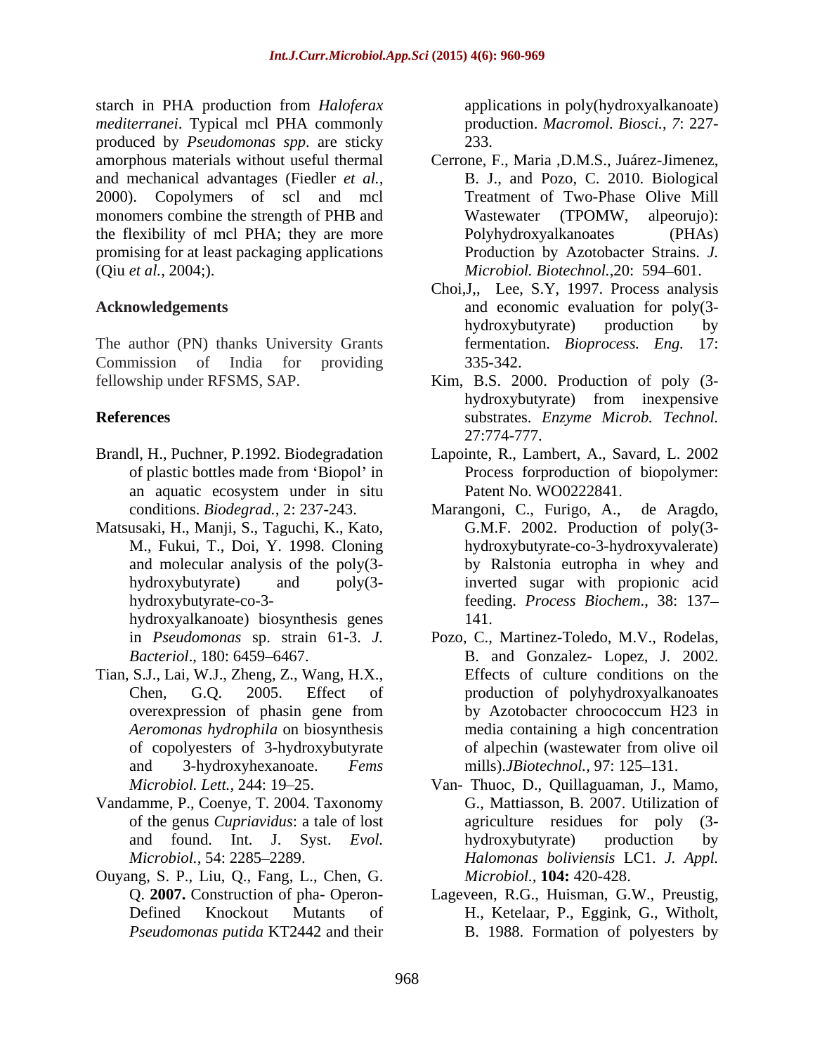starch in PHA production from *Haloferax mediterranei*. Typical mcl PHA commonly produced by *Pseudomonas spp.* are sticky amorphous materials without useful thermal and mechanical advantages (Fiedler *et al.*, 2000). Copolymers of scl and mcl monomers combine the strength of PHB and the flexibility of mcl PHA; they are more promising for at least packaging applications (Qiu *et al.,* 2004;).

## Acknowledgements

The author (PN) thanks University Grants Commission of India for providing fellowship under RFSMS, SAP.

## References

- Brandl, H., Puchner, P.1992. Biodegradation of plastic bottles made from 'Biopol' in an aquatic ecosystem under in situ conditions. *Biodegrad.,* 2: 237-243.
- Matsusaki, H., Manji, S., Taguchi, K., Kato, M., Fukui, T., Doi, Y. 1998. Cloning and molecular analysis of the poly(3-hydroxybutyrate) and poly(3-hydroxybutyrate-co-3-hydroxyalkanoate) biosynthesis genes in *Pseudomonas* sp. strain 61-3. *J. Bacteriol*., 180: 6459–6467.
- Tian, S.J., Lai, W.J., Zheng, Z., Wang, H.X., Chen, G.Q. 2005. Effect of overexpression of phasin gene from *Aeromonas hydrophila* on biosynthesis of copolyesters of 3-hydroxybutyrate and 3-hydroxyhexanoate. *Fems Microbiol. Lett.,* 244: 19–25.
- Vandamme, P., Coenye, T. 2004. Taxonomy of the genus *Cupriavidus*: a tale of lost and found. Int. J. Syst. *Evol. Microbiol.,* 54: 2285–2289.
- Ouyang, S. P., Liu, Q., Fang, L., Chen, G. Q. **2007.** Construction of pha- Operon-Defined Knockout Mutants of *Pseudomonas putida* KT2442 and their applications in poly(hydroxyalkanoate) production. *Macromol. Biosci.*, *7*: 227-233.
- Cerrone, F., Maria ,D.M.S., Juárez-Jimenez, B. J., and Pozo, C. 2010. Biological Treatment of Two-Phase Olive Mill Wastewater (TPOMW, alpeorujo): Polyhydroxyalkanoates (PHAs) Production by Azotobacter Strains. *J. Microbiol. Biotechnol.*,20: 594–601.
- Choi,J,, Lee, S.Y, 1997. Process analysis and economic evaluation for poly(3-hydroxybutyrate) production by fermentation. *Bioprocess. Eng.* 17: 335-342.
- Kim, B.S. 2000. Production of poly (3-hydroxybutyrate) from inexpensive substrates. *Enzyme Microb. Technol.* 27:774-777.
- Lapointe, R., Lambert, A., Savard, L. 2002 Process forproduction of biopolymer: Patent No. WO0222841.
- Marangoni, C., Furigo, A., de Aragdo, G.M.F. 2002. Production of poly(3-hydroxybutyrate-co-3-hydroxyvalerate) by Ralstonia eutropha in whey and inverted sugar with propionic acid feeding. *Process Biochem*., 38: 137–141.
- Pozo, C., Martinez-Toledo, M.V., Rodelas, B. and Gonzalez- Lopez, J. 2002. Effects of culture conditions on the production of polyhydroxyalkanoates by Azotobacter chroococcum H23 in media containing a high concentration of alpechin (wastewater from olive oil mills).*JBiotechnol.,* 97: 125–131.
- Van- Thuoc, D., Quillaguaman, J., Mamo, G., Mattiasson, B. 2007. Utilization of agriculture residues for poly (3-hydroxybutyrate) production by *Halomonas boliviensis* LC1. *J. Appl. Microbiol.,* **104:** 420-428.
- Lageveen, R.G., Huisman, G.W., Preustig, H., Ketelaar, P., Eggink, G., Witholt, B. 1988. Formation of polyesters by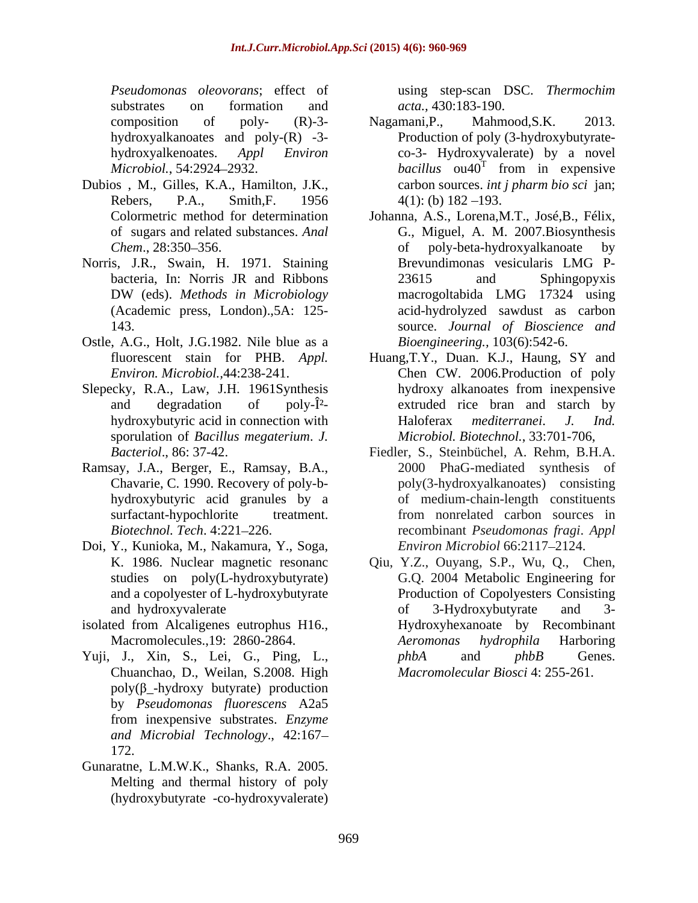*Pseudomonas oleovorans*; effect of substrates on formation and composition of poly- (R)-3-hydroxyalkanoates and poly-(R) -3-hydroxyalkenoates. *Appl Environ Microbiol.*, 54:2924–2932.

Dubios , M., Gilles, K.A., Hamilton, J.K., Rebers, P.A., Smith,F. 1956 Colormetric method for determination of sugars and related substances. *Anal Chem*., 28:350–356.

Norris, J.R., Swain, H. 1971. Staining bacteria, In: Norris JR and Ribbons DW (eds). *Methods in Microbiology* (Academic press, London).,5A: 125-143.

Ostle, A.G., Holt, J.G.1982. Nile blue as a fluorescent stain for PHB. *Appl. Environ. Microbiol.*,44:238-241.

Slepecky, R.A., Law, J.H. 1961Synthesis and degradation of poly-Î²-hydroxybutyric acid in connection with sporulation of *Bacillus megaterium*. *J. Bacteriol*., 86: 37-42.

Ramsay, J.A., Berger, E., Ramsay, B.A., Chavarie, C. 1990. Recovery of poly-b-hydroxybutyric acid granules by a surfactant-hypochlorite treatment. *Biotechnol. Tech*. 4:221–226.

Doi, Y., Kunioka, M., Nakamura, Y., Soga, K. 1986. Nuclear magnetic resonanc studies on poly(L-hydroxybutyrate) and a copolyester of L-hydroxybutyrate and hydroxyvalerate

isolated from Alcaligenes eutrophus H16., Macromolecules.,19: 2860-2864.

Yuji, J., Xin, S., Lei, G., Ping, L., Chuanchao, D., Weilan, S.2008. High poly(β_-hydroxy butyrate) production by *Pseudomonas fluorescens* A2a5 from inexpensive substrates. *Enzyme and Microbial Technology*., 42:167–172.

Gunaratne, L.M.W.K., Shanks, R.A. 2005. Melting and thermal history of poly (hydroxybutyrate -co-hydroxyvalerate) using step-scan DSC. *Thermochim acta.*, 430:183-190.

Nagamani,P., Mahmood,S.K. 2013. Production of poly (3-hydroxybutyrate-co-3- Hydroxyvalerate) by a novel *bacillus* ou40$^{T}$ from in expensive carbon sources. *int j pharm bio sci* jan; 4(1): (b) 182 –193.

Johanna, A.S., Lorena,M.T., José,B., Félix, G., Miguel, A. M. 2007.Biosynthesis of poly-beta-hydroxyalkanoate by Brevundimonas vesicularis LMG P-23615 and Sphingopyxis macrogoltabida LMG 17324 using acid-hydrolyzed sawdust as carbon source. *Journal of Bioscience and Bioengineering.*, 103(6):542-6.

Huang,T.Y., Duan. K.J., Haung, SY and Chen CW. 2006.Production of poly hydroxy alkanoates from inexpensive extruded rice bran and starch by Haloferax *mediterranei*. *J. Ind. Microbiol. Biotechnol.*, 33:701-706,

Fiedler, S., Steinbüchel, A. Rehm, B.H.A. 2000 PhaG-mediated synthesis of poly(3-hydroxyalkanoates) consisting of medium-chain-length constituents from nonrelated carbon sources in recombinant *Pseudomonas fragi*. *Appl Environ Microbiol* 66:2117–2124.

Qiu, Y.Z., Ouyang, S.P., Wu, Q., Chen, G.Q. 2004 Metabolic Engineering for Production of Copolyesters Consisting of 3-Hydroxybutyrate and 3-Hydroxyhexanoate by Recombinant *Aeromonas hydrophila* Harboring *phbA* and *phbB* Genes. *Macromolecular Biosci* 4: 255-261.